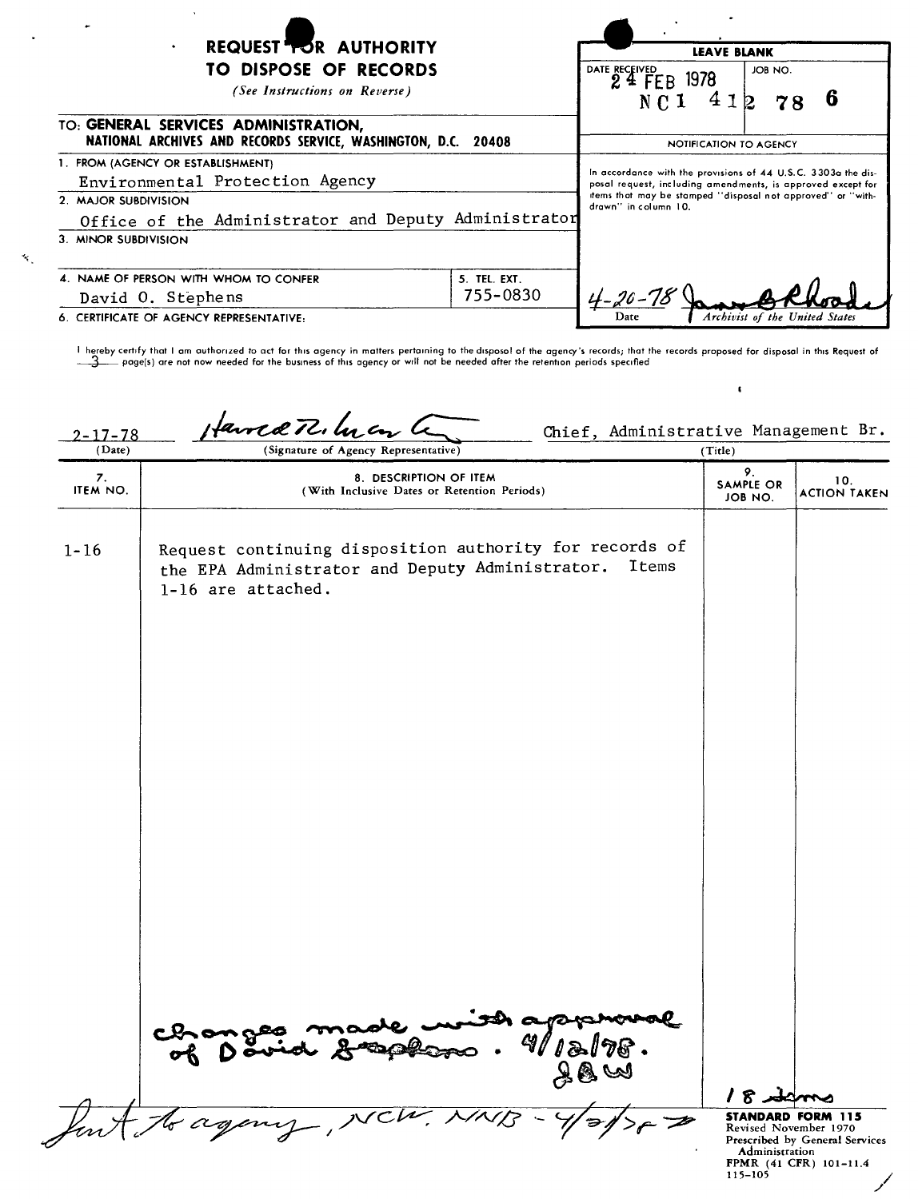# REQUEST FOR AUTHORITY TO DISPOSE OF RECORDS

*(See Instructions on Reverse)*

| LEAVE BLANK | |
|---|---|
| DATE RECEIVED 24 FEB 1978 | JOB NO. NC1 412 78 6 |

**NOTIFICATION TO AGENCY**

In accordance with the provisions of 44 U.S.C. 3303a the disposal request, including amendments, is approved except for items that may be stamped "disposal not approved" or "withdrawn" in column 10.

4-20-78 — *Archivist of the United States* (signature)

**TO: GENERAL SERVICES ADMINISTRATION, NATIONAL ARCHIVES AND RECORDS SERVICE, WASHINGTON, D.C. 20408**

1. FROM (AGENCY OR ESTABLISHMENT)
   Environmental Protection Agency
2. MAJOR SUBDIVISION
   Office of the Administrator and Deputy Administrator
3. MINOR SUBDIVISION

4. NAME OF PERSON WITH WHOM TO CONFER
   David O. Stephens
5. TEL. EXT.
   755-0830
6. CERTIFICATE OF AGENCY REPRESENTATIVE:

I hereby certify that I am authorized to act for this agency in matters pertaining to the disposal of the agency's records; that the records proposed for disposal in this Request of 3 page(s) are not now needed for the business of this agency or will not be needed after the retention periods specified.

| (Date) | (Signature of Agency Representative) | (Title) |
|---|---|---|
| 2-17-78 | (signature) | Chief, Administrative Management Br. |

| 7. ITEM NO. | 8. DESCRIPTION OF ITEM (With Inclusive Dates or Retention Periods) | 9. SAMPLE OR JOB NO. | 10. ACTION TAKEN |
|---|---|---|---|
| 1-16 | Request continuing disposition authority for records of the EPA Administrator and Deputy Administrator. Items 1-16 are attached. | | |

changes made with approval of David Stephens. 4/12/78. JAW

18 items

Sent to agency, NCW, NNB - 4/21/78

**STANDARD FORM 115**
Revised November 1970
Prescribed by General Services Administration
FPMR (41 CFR) 101-11.4
115-105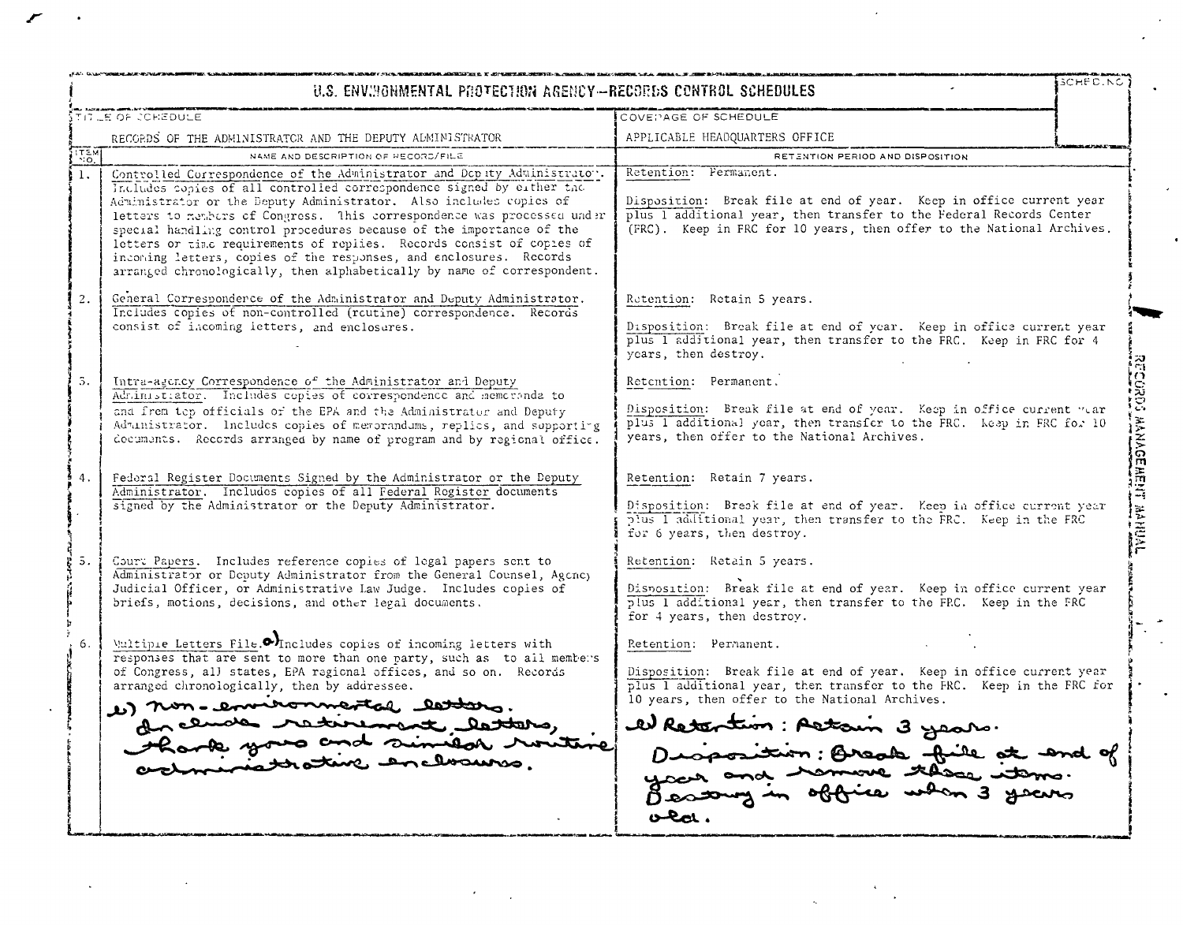# U.S. ENVIRONMENTAL PROTECTION AGENCY—RECORDS CONTROL SCHEDULES

| TITLE OF SCHEDULE | COVERAGE OF SCHEDULE | SCHED. NO. |
|---|---|---|
| RECORDS OF THE ADMINISTRATOR AND THE DEPUTY ADMINISTRATOR | APPLICABLE HEADQUARTERS OFFICE | |

| ITEM NO. | NAME AND DESCRIPTION OF RECORD/FILE | RETENTION PERIOD AND DISPOSITION |
|---|---|---|
| 1. | Controlled Correspondence of the Administrator and Deputy Administrator. Includes copies of all controlled correspondence signed by either the Administrator or the Deputy Administrator. Also includes copies of letters to members of Congress. This correspondence was processed under special handling control procedures because of the importance of the letters or time requirements of replies. Records consist of copies of incoming letters, copies of the responses, and enclosures. Records arranged chronologically, then alphabetically by name of correspondent. | Retention: Permanent. <br><br> Disposition: Break file at end of year. Keep in office current year plus 1 additional year, then transfer to the Federal Records Center (FRC). Keep in FRC for 10 years, then offer to the National Archives. |
| 2. | General Correspondence of the Administrator and Deputy Administrator. Includes copies of non-controlled (routine) correspondence. Records consist of incoming letters, and enclosures. | Retention: Retain 5 years. <br><br> Disposition: Break file at end of year. Keep in office current year plus 1 additional year, then transfer to the FRC. Keep in FRC for 4 years, then destroy. |
| 3. | Intra-agency Correspondence of the Administrator and Deputy Administrator. Includes copies of correspondence and memoranda to and from top officials of the EPA and the Administrator and Deputy Administrator. Includes copies of memorandums, replies, and supporting documents. Records arranged by name of program and by regional office. | Retention: Permanent. <br><br> Disposition: Break file at end of year. Keep in office current year plus 1 additional year, then transfer to the FRC. Keep in FRC for 10 years, then offer to the National Archives. |
| 4. | Federal Register Documents Signed by the Administrator or the Deputy Administrator. Includes copies of all Federal Register documents signed by the Administrator or the Deputy Administrator. | Retention: Retain 7 years. <br><br> Disposition: Break file at end of year. Keep in office current year plus 1 additional year, then transfer to the FRC. Keep in the FRC for 6 years, then destroy. |
| 5. | Court Papers. Includes reference copies of legal papers sent to Administrator or Deputy Administrator from the General Counsel, Agency Judicial Officer, or Administrative Law Judge. Includes copies of briefs, motions, decisions, and other legal documents. | Retention: Retain 5 years. <br><br> Disposition: Break file at end of year. Keep in office current year plus 1 additional year, then transfer to the FRC. Keep in the FRC for 4 years, then destroy. |
| 6. | Multiple Letters File. a) Includes copies of incoming letters with responses that are sent to more than one party, such as to all members of Congress, all states, EPA regional offices, and so on. Records arranged chronologically, then by addressee. <br><br> b) non-environmental letters. Include retirement letters, thank yous and similar routine administrative enclosures. | Retention: Permanent. <br><br> Disposition: Break file at end of year. Keep in office current year plus 1 additional year, then transfer to the FRC. Keep in the FRC for 10 years, then offer to the National Archives. <br><br> b) Retention: Retain 3 years. <br> Disposition: Break file at end of year and remove these items. Destroy in office when 3 years old. |

RECORDS MANAGEMENT MANUAL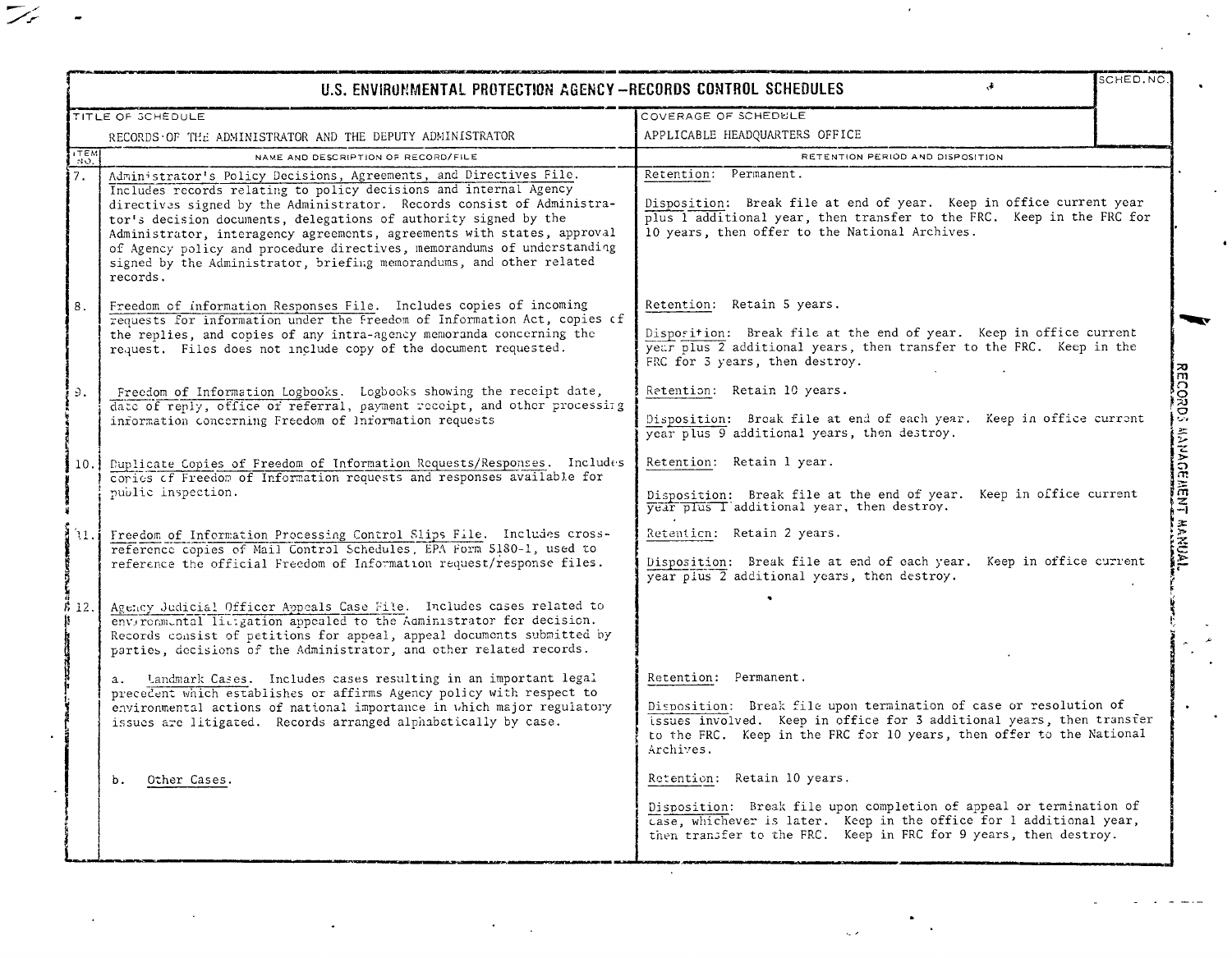# U.S. ENVIRONMENTAL PROTECTION AGENCY—RECORDS CONTROL SCHEDULES

| TITLE OF SCHEDULE | COVERAGE OF SCHEDULE | SCHED. NO. |
|---|---|---|
| RECORDS OF THE ADMINISTRATOR AND THE DEPUTY ADMINISTRATOR | APPLICABLE HEADQUARTERS OFFICE | |

| ITEM NO. | NAME AND DESCRIPTION OF RECORD/FILE | RETENTION PERIOD AND DISPOSITION |
|---|---|---|
| 7. | Administrator's Policy Decisions, Agreements, and Directives File. Includes records relating to policy decisions and internal Agency directives signed by the Administrator. Records consist of Administrator's decision documents, delegations of authority signed by the Administrator, interagency agreements, agreements with states, approval of Agency policy and procedure directives, memorandums of understanding signed by the Administrator, briefing memorandums, and other related records. | Retention: Permanent.<br><br>Disposition: Break file at end of year. Keep in office current year plus 1 additional year, then transfer to the FRC. Keep in the FRC for 10 years, then offer to the National Archives. |
| 8. | Freedom of Information Responses File. Includes copies of incoming requests for information under the Freedom of Information Act, copies of the replies, and copies of any intra-agency memoranda concerning the request. Files does not include copy of the document requested. | Retention: Retain 5 years.<br><br>Disposition: Break file at the end of year. Keep in office current year plus 2 additional years, then transfer to the FRC. Keep in the FRC for 3 years, then destroy. |
| 9. | Freedom of Information Logbooks. Logbooks showing the receipt date, date of reply, office of referral, payment receipt, and other processing information concerning Freedom of Information requests | Retention: Retain 10 years.<br><br>Disposition: Break file at end of each year. Keep in office current year plus 9 additional years, then destroy. |
| 10. | Duplicate Copies of Freedom of Information Requests/Responses. Includes copies of Freedom of Information requests and responses available for public inspection. | Retention: Retain 1 year.<br><br>Disposition: Break file at the end of year. Keep in office current year plus 1 additional year, then destroy. |
| 11. | Freedom of Information Processing Control Slips File. Includes cross-reference copies of Mail Control Schedules, EPA Form 5180-1, used to reference the official Freedom of Information request/response files. | Retention: Retain 2 years.<br><br>Disposition: Break file at end of each year. Keep in office current year plus 2 additional years, then destroy. |
| 12. | Agency Judicial Officer Appeals Case File. Includes cases related to environmental litigation appealed to the Administrator for decision. Records consist of petitions for appeal, appeal documents submitted by parties, decisions of the Administrator, and other related records. | |
| | a. Landmark Cases. Includes cases resulting in an important legal precedent which establishes or affirms Agency policy with respect to environmental actions of national importance in which major regulatory issues are litigated. Records arranged alphabetically by case. | Retention: Permanent.<br><br>Disposition: Break file upon termination of case or resolution of issues involved. Keep in office for 3 additional years, then transfer to the FRC. Keep in the FRC for 10 years, then offer to the National Archives. |
| | b. Other Cases. | Retention: Retain 10 years.<br><br>Disposition: Break file upon completion of appeal or termination of case, whichever is later. Keep in the office for 1 additional year, then transfer to the FRC. Keep in FRC for 9 years, then destroy. |

RECORDS MANAGEMENT MANUAL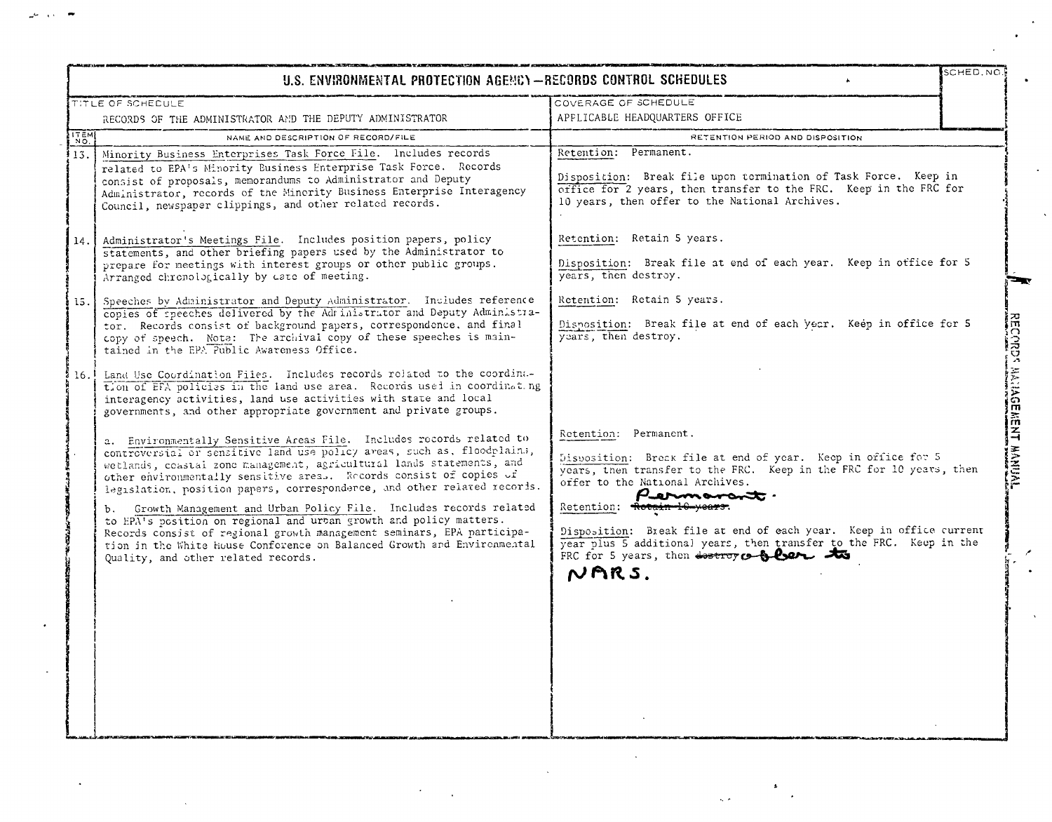# U.S. ENVIRONMENTAL PROTECTION AGENCY—RECORDS CONTROL SCHEDULES

SCHED. NO.

| TITLE OF SCHEDULE | COVERAGE OF SCHEDULE |
|---|---|
| RECORDS OF THE ADMINISTRATOR AND THE DEPUTY ADMINISTRATOR | APPLICABLE HEADQUARTERS OFFICE |

| ITEM NO. | NAME AND DESCRIPTION OF RECORD/FILE | RETENTION PERIOD AND DISPOSITION |
|---|---|---|
| 13. | Minority Business Enterprises Task Force File. Includes records related to EPA's Minority Business Enterprise Task Force. Records consist of proposals, memorandums to Administrator and Deputy Administrator, records of the Minority Business Enterprise Interagency Council, newspaper clippings, and other related records. | Retention: Permanent.<br><br>Disposition: Break file upon termination of Task Force. Keep in office for 2 years, then transfer to the FRC. Keep in the FRC for 10 years, then offer to the National Archives. |
| 14. | Administrator's Meetings File. Includes position papers, policy statements, and other briefing papers used by the Administrator to prepare for meetings with interest groups or other public groups. Arranged chronologically by date of meeting. | Retention: Retain 5 years.<br><br>Disposition: Break file at end of each year. Keep in office for 5 years, then destroy. |
| 15. | Speeches by Administrator and Deputy Administrator. Includes reference copies of speeches delivered by the Administrator and Deputy Administrator. Records consist of background papers, correspondence, and final copy of speech. Note: The archival copy of these speeches is maintained in the EPA Public Awareness Office. | Retention: Retain 5 years.<br><br>Disposition: Break file at end of each year. Keep in office for 5 years, then destroy. |
| 16. | Land Use Coordination Files. Includes records related to the coordination of EPA policies in the land use area. Records used in coordinating interagency activities, land use activities with state and local governments, and other appropriate government and private groups. | |
| | a. Environmentally Sensitive Areas File. Includes records related to controversial or sensitive land use policy areas, such as, floodplains, wetlands, coastal zone management, agricultural lands statements, and other environmentally sensitive areas. Records consist of copies of legislation, position papers, correspondence, and other related records. | Retention: Permanent.<br><br>Disposition: Break file at end of year. Keep in office for 5 years, then transfer to the FRC. Keep in the FRC for 10 years, then offer to the National Archives. |
| | b. Growth Management and Urban Policy File. Includes records related to EPA's position on regional and urban growth and policy matters. Records consist of regional growth management seminars, EPA participation in the White House Conference on Balanced Growth and Environmental Quality, and other related records. | Retention: ~~Retain 10 years.~~ Permanent.<br><br>Disposition: Break file at end of each year. Keep in office current year plus 5 additional years, then transfer to the FRC. Keep in the FRC for 5 years, then ~~destroy~~ offer to NARS. |

RECORDS MANAGEMENT MANUAL